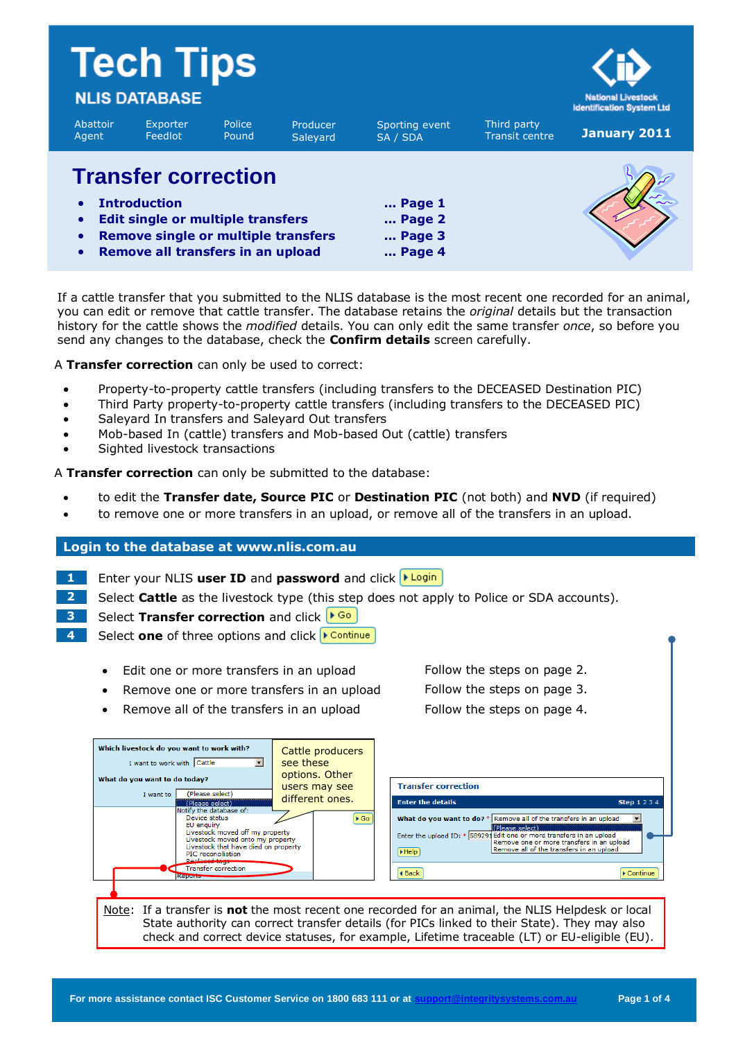# Tech Tips

## NLIS DATABASE

Abattoir Agent | Exporter Feedlot | Police Pound | Producer Saleyard | Sporting event SA / SDA | Third party Transit centre

National Livestock Identification System Ltd

January 2011

# Transfer correction

- **Introduction** ... Page 1
- **Edit single or multiple transfers** ... Page 2
- **Remove single or multiple transfers** ... Page 3
- **Remove all transfers in an upload** ... Page 4

If a cattle transfer that you submitted to the NLIS database is the most recent one recorded for an animal, you can edit or remove that cattle transfer. The database retains the *original* details but the transaction history for the cattle shows the *modified* details. You can only edit the same transfer *once*, so before you send any changes to the database, check the **Confirm details** screen carefully.

A **Transfer correction** can only be used to correct:

- Property-to-property cattle transfers (including transfers to the DECEASED Destination PIC)
- Third Party property-to-property cattle transfers (including transfers to the DECEASED PIC)
- Saleyard In transfers and Saleyard Out transfers
- Mob-based In (cattle) transfers and Mob-based Out (cattle) transfers
- Sighted livestock transactions

A **Transfer correction** can only be submitted to the database:

- to edit the **Transfer date, Source PIC** or **Destination PIC** (not both) and **NVD** (if required)
- to remove one or more transfers in an upload, or remove all of the transfers in an upload.

## Login to the database at www.nlis.com.au

1. Enter your NLIS **user ID** and **password** and click **Login**
2. Select **Cattle** as the livestock type (this step does not apply to Police or SDA accounts).
3. Select **Transfer correction** and click **Go**
4. Select **one** of three options and click **Continue**

- Edit one or more transfers in an upload — Follow the steps on page 2.
- Remove one or more transfers in an upload — Follow the steps on page 3.
- Remove all of the transfers in an upload — Follow the steps on page 4.

Cattle producers see these options. Other users may see different ones.

Note: If a transfer is **not** the most recent one recorded for an animal, the NLIS Helpdesk or local State authority can correct transfer details (for PICs linked to their State). They may also check and correct device statuses, for example, Lifetime traceable (LT) or EU-eligible (EU).

For more assistance contact ISC Customer Service on 1800 683 111 or at support@integritysystems.com.au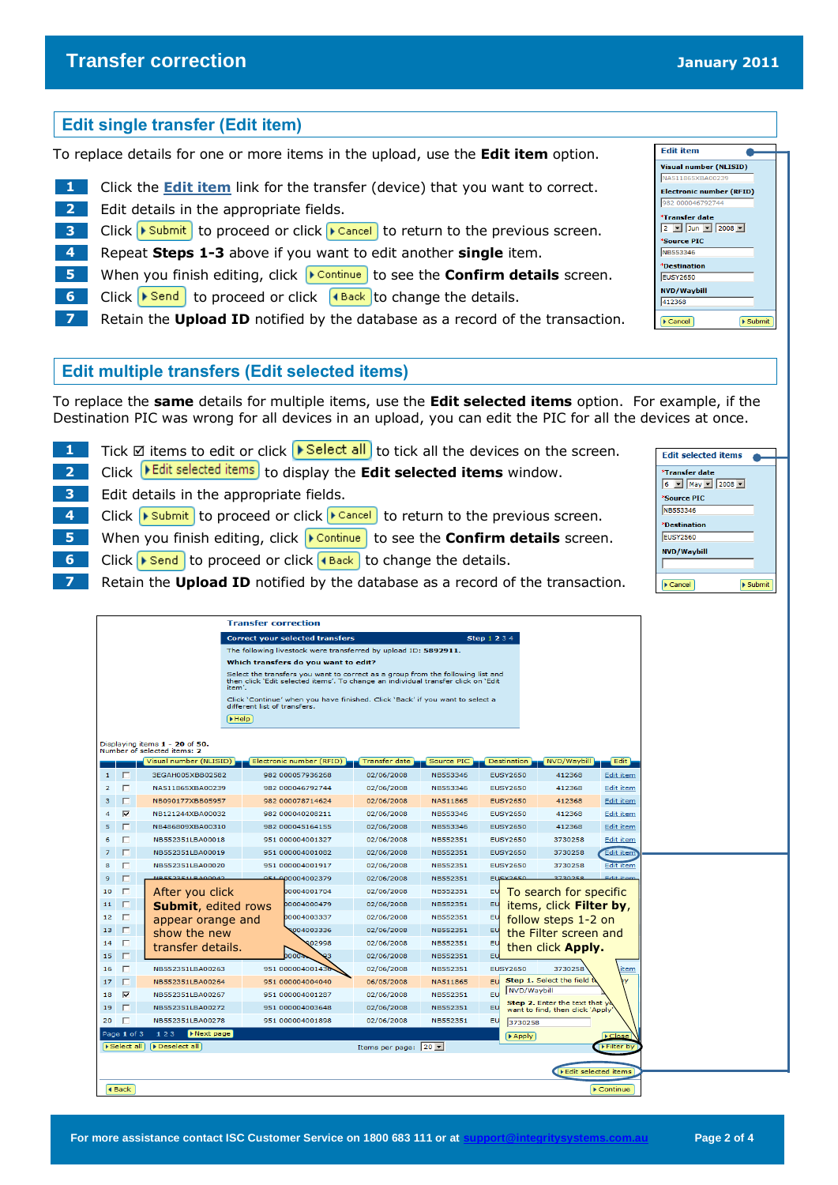## Edit single transfer (Edit item)

To replace details for one or more items in the upload, use the **Edit item** option.

1. Click the **Edit item** link for the transfer (device) that you want to correct.
2. Edit details in the appropriate fields.
3. Click Submit to proceed or click Cancel to return to the previous screen.
4. Repeat **Steps 1-3** above if you want to edit another **single** item.
5. When you finish editing, click Continue to see the **Confirm details** screen.
6. Click Send to proceed or click Back to change the details.
7. Retain the **Upload ID** notified by the database as a record of the transaction.

## Edit multiple transfers (Edit selected items)

To replace the **same** details for multiple items, use the **Edit selected items** option. For example, if the Destination PIC was wrong for all devices in an upload, you can edit the PIC for all the devices at once.

1. Tick ☑ items to edit or click Select all to tick all the devices on the screen.
2. Click Edit selected items to display the **Edit selected items** window.
3. Edit details in the appropriate fields.
4. Click Submit to proceed or click Cancel to return to the previous screen.
5. When you finish editing, click Continue to see the **Confirm details** screen.
6. Click Send to proceed or click Back to change the details.
7. Retain the **Upload ID** notified by the database as a record of the transaction.

After you click **Submit**, edited rows appear orange and show the new transfer details.

To search for specific items, click **Filter by**, follow steps 1-2 on the Filter screen and then click **Apply**.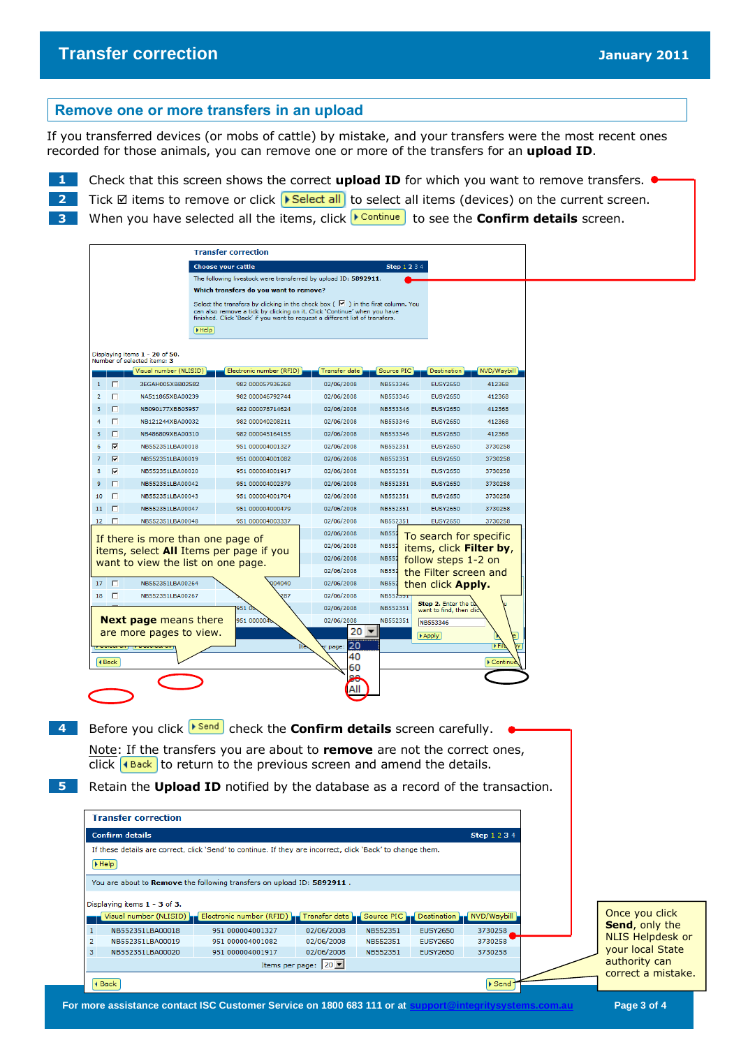## Remove one or more transfers in an upload

If you transferred devices (or mobs of cattle) by mistake, and your transfers were the most recent ones recorded for those animals, you can remove one or more of the transfers for an **upload ID**.

1. Check that this screen shows the correct **upload ID** for which you want to remove transfers.
2. Tick ☑ items to remove or click **Select all** to select all items (devices) on the current screen.
3. When you have selected all the items, click **Continue** to see the **Confirm details** screen.

**Transfer correction**

**Choose your cattle** — Step 1 2 3 4

The following livestock were transferred by upload ID: 5892911.

**Which transfers do you want to remove?**

Select the transfers by clicking in the check box ( ☑ ) in the first column. You can also remove a tick by clicking on it. Click 'Continue' when you have finished. Click 'Back' if you want to request a different list of transfers.

Help

Displaying items 1 - 20 of 50.
Number of selected items: 3

| | | Visual number (NLISID) | Electronic number (RFID) | Transfer date | Source PIC | Destination | NVD/Waybill |
|---|---|---|---|---|---|---|---|
| 1 | ☐ | 3EGAH005XBB02582 | 982 000057936268 | 02/06/2008 | NB553346 | EUSY2650 | 412368 |
| 2 | ☐ | NA511865XBA00239 | 982 000046792744 | 02/06/2008 | NB553346 | EUSY2650 | 412368 |
| 3 | ☐ | NB090177XBB05957 | 982 000078714624 | 02/06/2008 | NB553346 | EUSY2650 | 412368 |
| 4 | ☐ | NB121244XBA00032 | 982 000040208211 | 02/06/2008 | NB553346 | EUSY2650 | 412368 |
| 5 | ☐ | NB486809XBA00310 | 982 000045164155 | 02/06/2008 | NB553346 | EUSY2650 | 412368 |
| 6 | ☑ | NB552351LBA00018 | 951 000004001327 | 02/06/2008 | NB552351 | EUSY2650 | 3730258 |
| 7 | ☑ | NB552351LBA00019 | 951 000004001082 | 02/06/2008 | NB552351 | EUSY2650 | 3730258 |
| 8 | ☑ | NB552351LBA00020 | 951 000004001917 | 02/06/2008 | NB552351 | EUSY2650 | 3730258 |
| 9 | ☐ | NB552351LBA00042 | 951 000004002379 | 02/06/2008 | NB552351 | EUSY2650 | 3730258 |
| 10 | ☐ | NB552351LBA00043 | 951 000004001704 | 02/06/2008 | NB552351 | EUSY2650 | 3730258 |
| 11 | ☐ | NB552351LBA00047 | 951 000004000479 | 02/06/2008 | NB552351 | EUSY2650 | 3730258 |
| 12 | ☐ | NB552351LBA00048 | 951 000004003337 | 02/06/2008 | NB552351 | EUSY2650 | 3730258 |
| 17 | ☐ | NB552351LBA00264 | ...004040 | 02/06/2008 | NB552... | | |
| 18 | ☐ | NB552351LBA00267 | ...287 | 02/06/2008 | NB552351 | | |

Items per page: 20 (20, 40, 60, 80, All)

Back | Continue

If there is more than one page of items, select **All** Items per page if you want to view the list on one page.

**Next page** means there are more pages to view.

To search for specific items, click **Filter by**, follow steps 1-2 on the Filter screen and then click **Apply**.

4. Before you click **Send** check the **Confirm details** screen carefully.

   Note: If the transfers you are about to **remove** are not the correct ones, click **Back** to return to the previous screen and amend the details.

5. Retain the **Upload ID** notified by the database as a record of the transaction.

**Transfer correction**

**Confirm details** — Step 1 2 3 4

If these details are correct, click 'Send' to continue. If they are incorrect, click 'Back' to change them.

Help

You are about to **Remove** the following transfers on upload ID: **5892911** .

Displaying items 1 - 3 of 3.

| | Visual number (NLISID) | Electronic number (RFID) | Transfer date | Source PIC | Destination | NVD/Waybill |
|---|---|---|---|---|---|---|
| 1 | NB552351LBA00018 | 951 000004001327 | 02/06/2008 | NB552351 | EUSY2650 | 3730258 |
| 2 | NB552351LBA00019 | 951 000004001082 | 02/06/2008 | NB552351 | EUSY2650 | 3730258 |
| 3 | NB552351LBA00020 | 951 000004001917 | 02/06/2008 | NB552351 | EUSY2650 | 3730258 |

Items per page: 20

Back | Send

Once you click **Send**, only the NLIS Helpdesk or your local State authority can correct a mistake.

For more assistance contact ISC Customer Service on 1800 683 111 or at support@integritysystems.com.au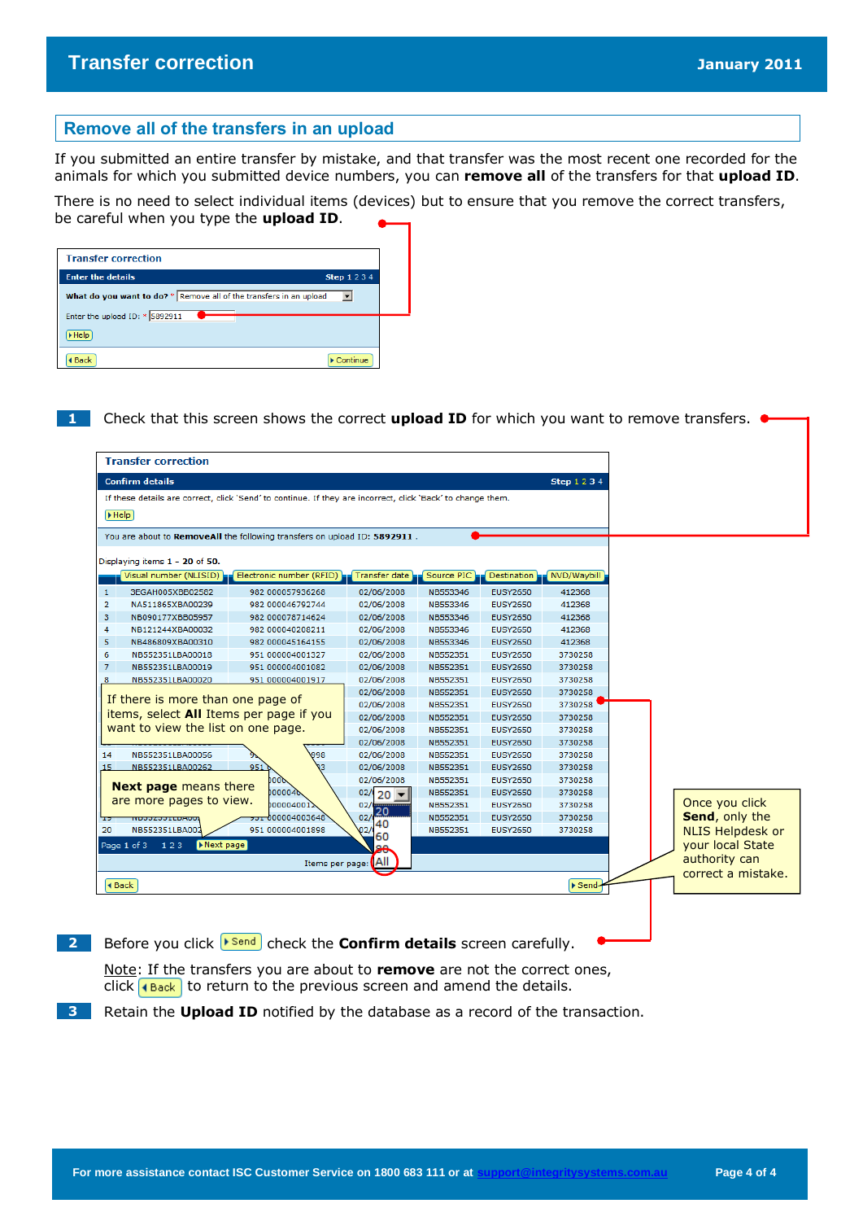## Remove all of the transfers in an upload

If you submitted an entire transfer by mistake, and that transfer was the most recent one recorded for the animals for which you submitted device numbers, you can **remove all** of the transfers for that **upload ID**.

There is no need to select individual items (devices) but to ensure that you remove the correct transfers, be careful when you type the **upload ID**.

Transfer correction

Enter the details — Step 1 2 3 4

What do you want to do? * Remove all of the transfers in an upload

Enter the upload ID: * 5892911

Help

Back — Continue

**1** Check that this screen shows the correct **upload ID** for which you want to remove transfers.

Transfer correction

Confirm details — Step 1 2 3 4

If these details are correct, click 'Send' to continue. If they are incorrect, click 'Back' to change them.

Help

You are about to **RemoveAll** the following transfers on upload ID: **5892911** .

Displaying items **1 – 20** of **50.**

| | Visual number (NLISID) | Electronic number (RFID) | Transfer date | Source PIC | Destination | NVD/Waybill |
|---|---|---|---|---|---|---|
| 1 | 3EGAH005XBB02562 | 982 000057936268 | 02/06/2008 | NB553346 | EUSY2650 | 412368 |
| 2 | NA511865XBA00239 | 982 000046792744 | 02/06/2008 | NB553346 | EUSY2650 | 412368 |
| 3 | NB090177XBB05957 | 982 000078714624 | 02/06/2008 | NB553346 | EUSY2650 | 412368 |
| 4 | NB121244XBA00032 | 982 000040208211 | 02/06/2008 | NB553346 | EUSY2650 | 412368 |
| 5 | NB486809XBA00310 | 982 000045164155 | 02/06/2008 | NB553346 | EUSY2650 | 412368 |
| 6 | NB552351LBA00018 | 951 000004001327 | 02/06/2008 | NB552351 | EUSY2650 | 3730258 |
| 7 | NB552351LBA00019 | 951 000004001082 | 02/06/2008 | NB552351 | EUSY2650 | 3730258 |
| 8 | NB552351LBA00020 | 951 000004001917 | 02/06/2008 | NB552351 | EUSY2650 | 3730258 |
| | | | 02/06/2008 | NB552351 | EUSY2650 | 3730258 |
| | | | 02/06/2008 | NB552351 | EUSY2650 | 3730258 |
| | | | 02/06/2008 | NB552351 | EUSY2650 | 3730258 |
| | | | 02/06/2008 | NB552351 | EUSY2650 | 3730258 |
| | | | 02/06/2008 | NB552351 | EUSY2650 | 3730258 |
| 14 | NB552351LBA00056 | | 02/06/2008 | NB552351 | EUSY2650 | 3730258 |
| 15 | NB552351LBA00262 | | 02/06/2008 | NB552351 | EUSY2650 | 3730258 |
| | | | 02/06/2008 | NB552351 | EUSY2650 | 3730258 |
| | | | | NB552351 | EUSY2650 | 3730258 |
| | | | | NB552351 | EUSY2650 | 3730258 |
| | | 951 000004003646 | | NB552351 | EUSY2650 | 3730258 |
| 20 | NB552351LBA003 | 951 000004001898 | | NB552351 | EUSY2650 | 3730258 |

Page 1 of 3   1 2 3   Next page

Items per page: 20 (20, 40, 60, 80, All)

Back — Send

If there is more than one page of items, select **All** Items per page if you want to view the list on one page.

**Next page** means there are more pages to view.

Once you click **Send**, only the NLIS Helpdesk or your local State authority can correct a mistake.

**2** Before you click Send check the **Confirm details** screen carefully.

Note: If the transfers you are about to **remove** are not the correct ones, click Back to return to the previous screen and amend the details.

**3** Retain the **Upload ID** notified by the database as a record of the transaction.

For more assistance contact ISC Customer Service on 1800 683 111 or at support@integritysystems.com.au